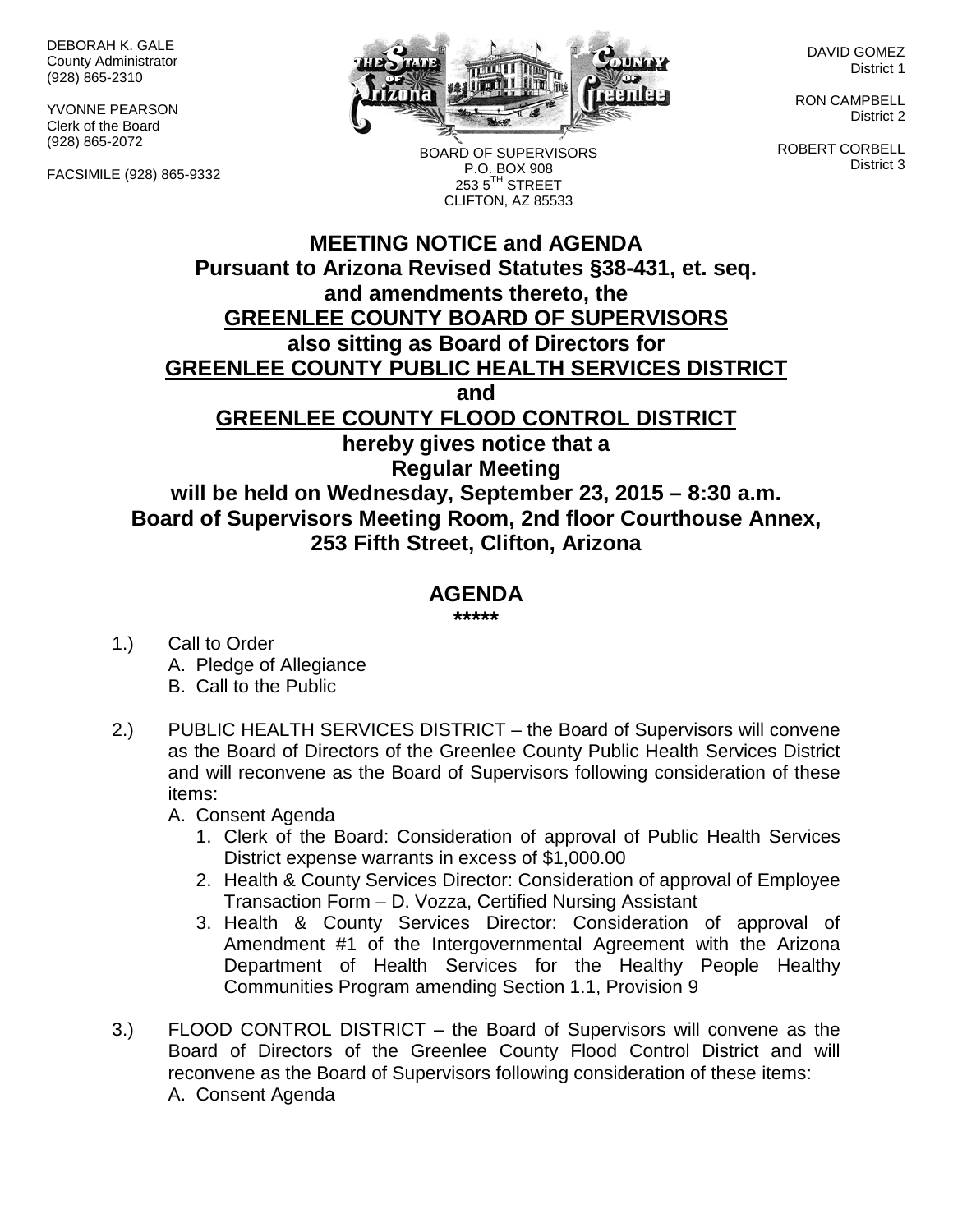DEBORAH K. GALE
County Administrator
(928) 865-2310

YVONNE PEARSON
Clerk of the Board
(928) 865-2072

FACSIMILE (928) 865-9332

BOARD OF SUPERVISORS
P.O. BOX 908
253 5TH STREET
CLIFTON, AZ 85533

DAVID GOMEZ
District 1

RON CAMPBELL
District 2

ROBERT CORBELL
District 3

**MEETING NOTICE and AGENDA**
**Pursuant to Arizona Revised Statutes §38-431, et. seq.**
**and amendments thereto, the**
**GREENLEE COUNTY BOARD OF SUPERVISORS**
**also sitting as Board of Directors for**
**GREENLEE COUNTY PUBLIC HEALTH SERVICES DISTRICT**
**and**
**GREENLEE COUNTY FLOOD CONTROL DISTRICT**
**hereby gives notice that a**
**Regular Meeting**
**will be held on Wednesday, September 23, 2015 – 8:30 a.m.**
**Board of Supervisors Meeting Room, 2nd floor Courthouse Annex,**
**253 Fifth Street, Clifton, Arizona**

## AGENDA

**\*\*\*\*\***

1.) Call to Order
   A. Pledge of Allegiance
   B. Call to the Public

2.) PUBLIC HEALTH SERVICES DISTRICT – the Board of Supervisors will convene as the Board of Directors of the Greenlee County Public Health Services District and will reconvene as the Board of Supervisors following consideration of these items:
   A. Consent Agenda
      1. Clerk of the Board: Consideration of approval of Public Health Services District expense warrants in excess of $1,000.00
      2. Health & County Services Director: Consideration of approval of Employee Transaction Form – D. Vozza, Certified Nursing Assistant
      3. Health & County Services Director: Consideration of approval of Amendment #1 of the Intergovernmental Agreement with the Arizona Department of Health Services for the Healthy People Healthy Communities Program amending Section 1.1, Provision 9

3.) FLOOD CONTROL DISTRICT – the Board of Supervisors will convene as the Board of Directors of the Greenlee County Flood Control District and will reconvene as the Board of Supervisors following consideration of these items:
   A. Consent Agenda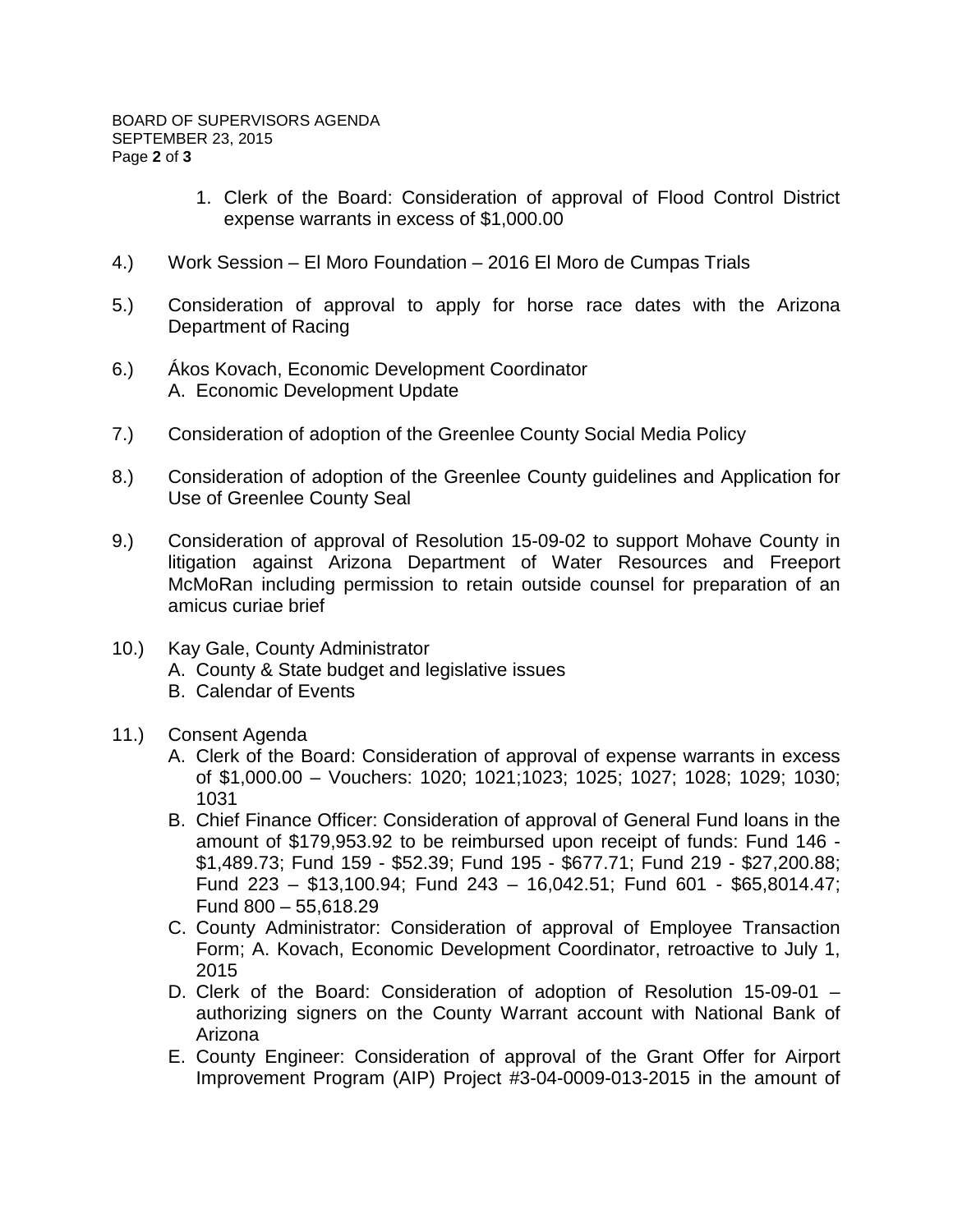1. Clerk of the Board: Consideration of approval of Flood Control District expense warrants in excess of $1,000.00

4.) Work Session – El Moro Foundation – 2016 El Moro de Cumpas Trials

5.) Consideration of approval to apply for horse race dates with the Arizona Department of Racing

6.) Ákos Kovach, Economic Development Coordinator
   A. Economic Development Update

7.) Consideration of adoption of the Greenlee County Social Media Policy

8.) Consideration of adoption of the Greenlee County guidelines and Application for Use of Greenlee County Seal

9.) Consideration of approval of Resolution 15-09-02 to support Mohave County in litigation against Arizona Department of Water Resources and Freeport McMoRan including permission to retain outside counsel for preparation of an amicus curiae brief

10.) Kay Gale, County Administrator
   A. County & State budget and legislative issues
   B. Calendar of Events

11.) Consent Agenda
   A. Clerk of the Board: Consideration of approval of expense warrants in excess of $1,000.00 – Vouchers: 1020; 1021;1023; 1025; 1027; 1028; 1029; 1030; 1031
   B. Chief Finance Officer: Consideration of approval of General Fund loans in the amount of $179,953.92 to be reimbursed upon receipt of funds: Fund 146 - $1,489.73; Fund 159 - $52.39; Fund 195 - $677.71; Fund 219 - $27,200.88; Fund 223 – $13,100.94; Fund 243 – 16,042.51; Fund 601 - $65,8014.47; Fund 800 – 55,618.29
   C. County Administrator: Consideration of approval of Employee Transaction Form; A. Kovach, Economic Development Coordinator, retroactive to July 1, 2015
   D. Clerk of the Board: Consideration of adoption of Resolution 15-09-01 – authorizing signers on the County Warrant account with National Bank of Arizona
   E. County Engineer: Consideration of approval of the Grant Offer for Airport Improvement Program (AIP) Project #3-04-0009-013-2015 in the amount of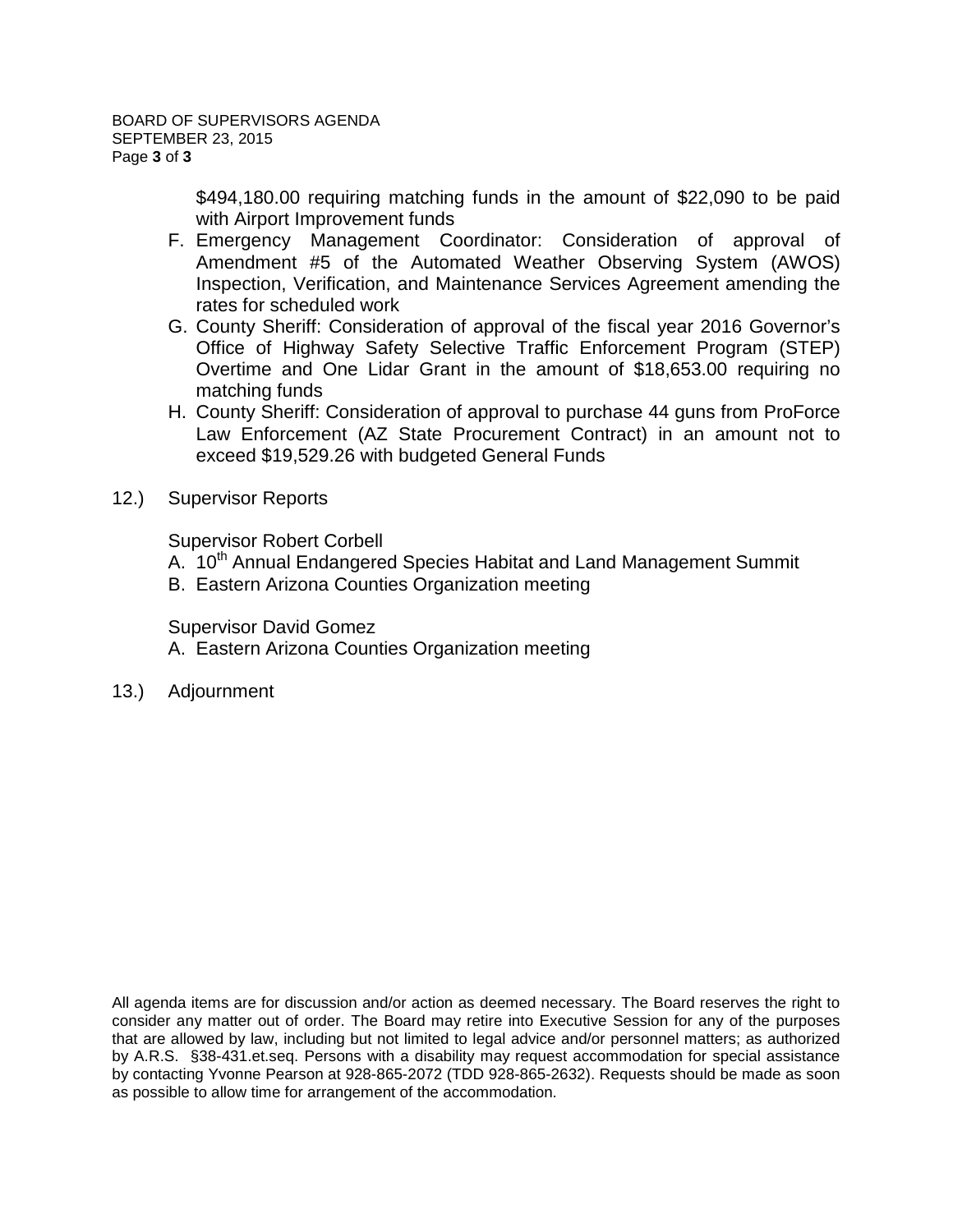$494,180.00 requiring matching funds in the amount of $22,090 to be paid with Airport Improvement funds

F. Emergency Management Coordinator: Consideration of approval of Amendment #5 of the Automated Weather Observing System (AWOS) Inspection, Verification, and Maintenance Services Agreement amending the rates for scheduled work

G. County Sheriff: Consideration of approval of the fiscal year 2016 Governor's Office of Highway Safety Selective Traffic Enforcement Program (STEP) Overtime and One Lidar Grant in the amount of $18,653.00 requiring no matching funds

H. County Sheriff: Consideration of approval to purchase 44 guns from ProForce Law Enforcement (AZ State Procurement Contract) in an amount not to exceed $19,529.26 with budgeted General Funds

12.) Supervisor Reports

Supervisor Robert Corbell

A. 10th Annual Endangered Species Habitat and Land Management Summit

B. Eastern Arizona Counties Organization meeting

Supervisor David Gomez

A. Eastern Arizona Counties Organization meeting

13.) Adjournment

All agenda items are for discussion and/or action as deemed necessary. The Board reserves the right to consider any matter out of order. The Board may retire into Executive Session for any of the purposes that are allowed by law, including but not limited to legal advice and/or personnel matters; as authorized by A.R.S. §38-431.et.seq. Persons with a disability may request accommodation for special assistance by contacting Yvonne Pearson at 928-865-2072 (TDD 928-865-2632). Requests should be made as soon as possible to allow time for arrangement of the accommodation.